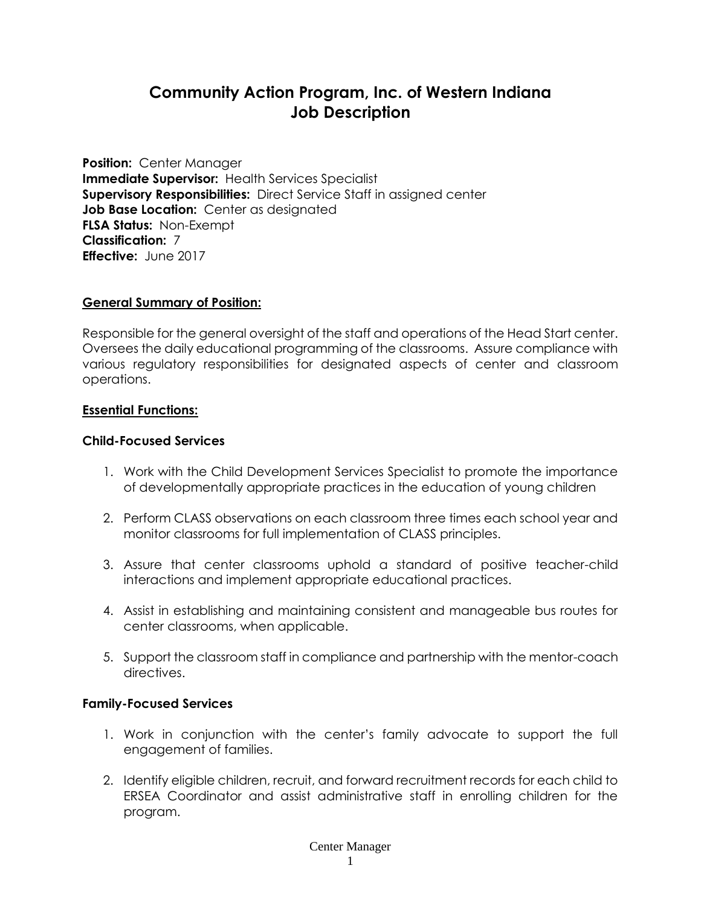# Community Action Program, Inc. of Western Indiana
# Job Description

**Position:** Center Manager
**Immediate Supervisor:** Health Services Specialist
**Supervisory Responsibilities:** Direct Service Staff in assigned center
**Job Base Location:** Center as designated
**FLSA Status:** Non-Exempt
**Classification:** 7
**Effective:** June 2017

## General Summary of Position:

Responsible for the general oversight of the staff and operations of the Head Start center. Oversees the daily educational programming of the classrooms. Assure compliance with various regulatory responsibilities for designated aspects of center and classroom operations.

## Essential Functions:

### Child-Focused Services

1. Work with the Child Development Services Specialist to promote the importance of developmentally appropriate practices in the education of young children
2. Perform CLASS observations on each classroom three times each school year and monitor classrooms for full implementation of CLASS principles.
3. Assure that center classrooms uphold a standard of positive teacher-child interactions and implement appropriate educational practices.
4. Assist in establishing and maintaining consistent and manageable bus routes for center classrooms, when applicable.
5. Support the classroom staff in compliance and partnership with the mentor-coach directives.

### Family-Focused Services

1. Work in conjunction with the center's family advocate to support the full engagement of families.
2. Identify eligible children, recruit, and forward recruitment records for each child to ERSEA Coordinator and assist administrative staff in enrolling children for the program.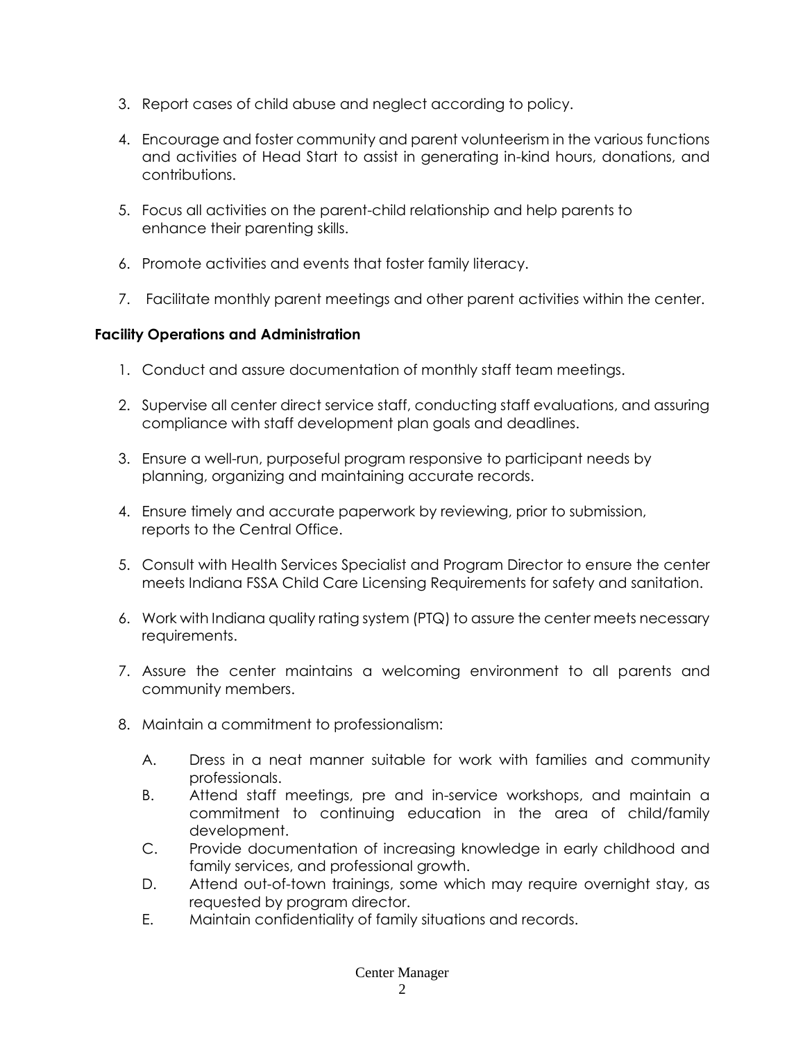3. Report cases of child abuse and neglect according to policy.

4. Encourage and foster community and parent volunteerism in the various functions and activities of Head Start to assist in generating in-kind hours, donations, and contributions.

5. Focus all activities on the parent-child relationship and help parents to enhance their parenting skills.

6. Promote activities and events that foster family literacy.

7. Facilitate monthly parent meetings and other parent activities within the center.

**Facility Operations and Administration**

1. Conduct and assure documentation of monthly staff team meetings.

2. Supervise all center direct service staff, conducting staff evaluations, and assuring compliance with staff development plan goals and deadlines.

3. Ensure a well-run, purposeful program responsive to participant needs by planning, organizing and maintaining accurate records.

4. Ensure timely and accurate paperwork by reviewing, prior to submission, reports to the Central Office.

5. Consult with Health Services Specialist and Program Director to ensure the center meets Indiana FSSA Child Care Licensing Requirements for safety and sanitation.

6. Work with Indiana quality rating system (PTQ) to assure the center meets necessary requirements.

7. Assure the center maintains a welcoming environment to all parents and community members.

8. Maintain a commitment to professionalism:

   A. Dress in a neat manner suitable for work with families and community professionals.
   B. Attend staff meetings, pre and in-service workshops, and maintain a commitment to continuing education in the area of child/family development.
   C. Provide documentation of increasing knowledge in early childhood and family services, and professional growth.
   D. Attend out-of-town trainings, some which may require overnight stay, as requested by program director.
   E. Maintain confidentiality of family situations and records.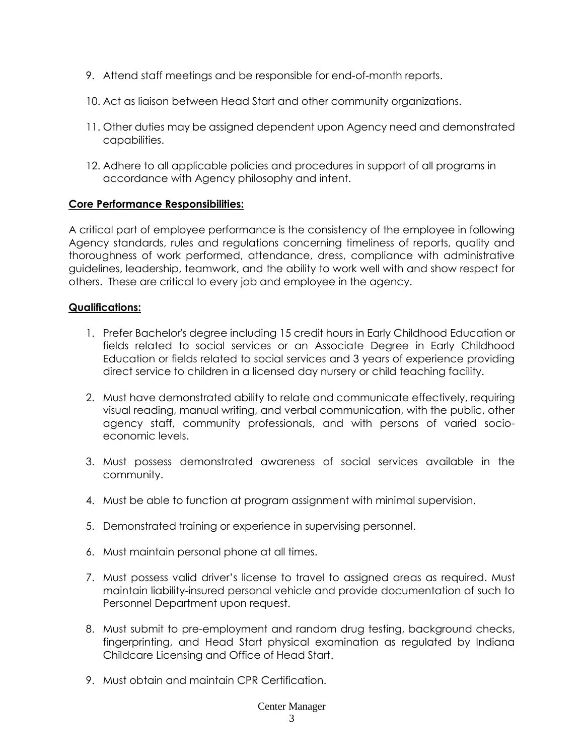9. Attend staff meetings and be responsible for end-of-month reports.

10. Act as liaison between Head Start and other community organizations.

11. Other duties may be assigned dependent upon Agency need and demonstrated capabilities.

12. Adhere to all applicable policies and procedures in support of all programs in accordance with Agency philosophy and intent.

**Core Performance Responsibilities:**

A critical part of employee performance is the consistency of the employee in following Agency standards, rules and regulations concerning timeliness of reports, quality and thoroughness of work performed, attendance, dress, compliance with administrative guidelines, leadership, teamwork, and the ability to work well with and show respect for others. These are critical to every job and employee in the agency.

**Qualifications:**

1. Prefer Bachelor's degree including 15 credit hours in Early Childhood Education or fields related to social services or an Associate Degree in Early Childhood Education or fields related to social services and 3 years of experience providing direct service to children in a licensed day nursery or child teaching facility.

2. Must have demonstrated ability to relate and communicate effectively, requiring visual reading, manual writing, and verbal communication, with the public, other agency staff, community professionals, and with persons of varied socio-economic levels.

3. Must possess demonstrated awareness of social services available in the community.

4. Must be able to function at program assignment with minimal supervision.

5. Demonstrated training or experience in supervising personnel.

6. Must maintain personal phone at all times.

7. Must possess valid driver's license to travel to assigned areas as required. Must maintain liability-insured personal vehicle and provide documentation of such to Personnel Department upon request.

8. Must submit to pre-employment and random drug testing, background checks, fingerprinting, and Head Start physical examination as regulated by Indiana Childcare Licensing and Office of Head Start.

9. Must obtain and maintain CPR Certification.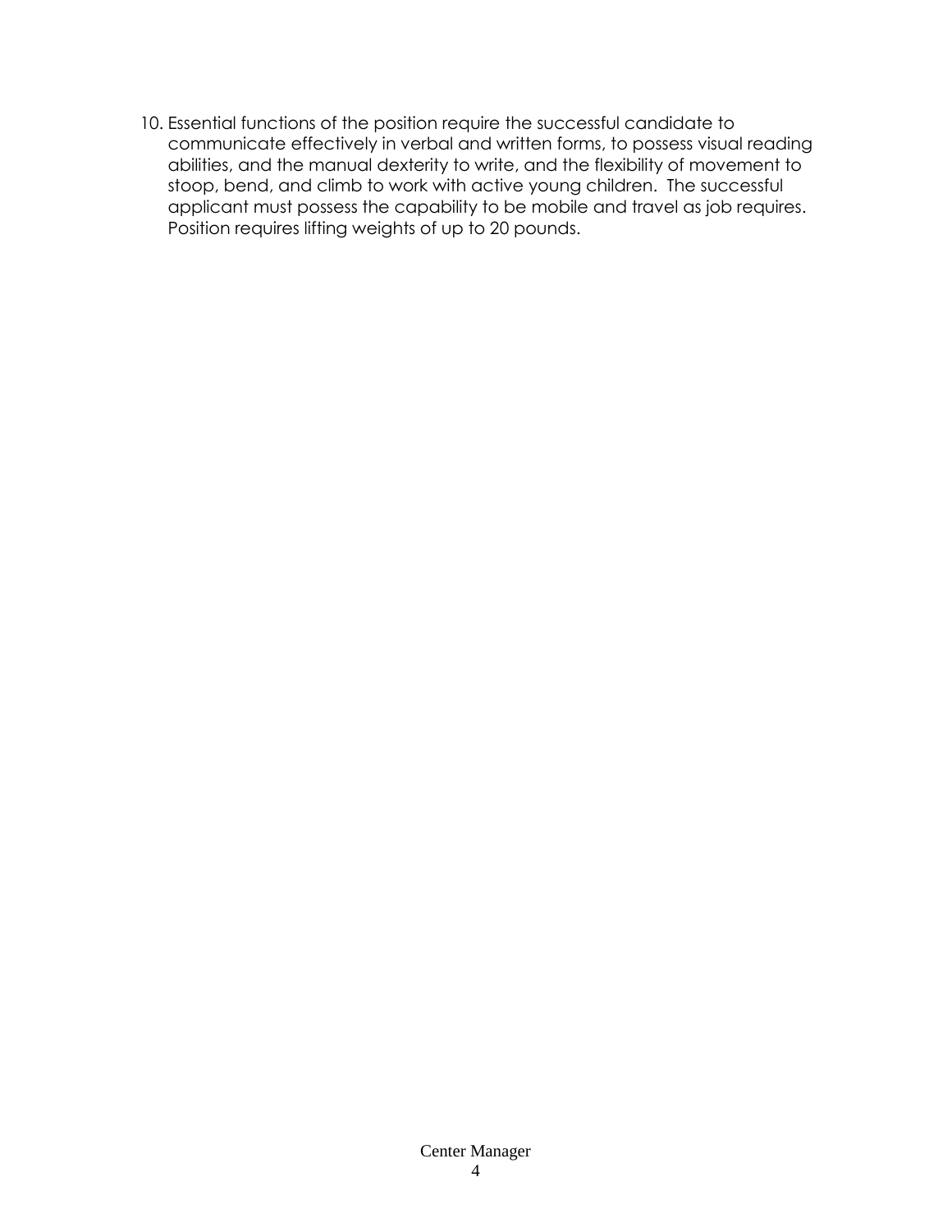10. Essential functions of the position require the successful candidate to communicate effectively in verbal and written forms, to possess visual reading abilities, and the manual dexterity to write, and the flexibility of movement to stoop, bend, and climb to work with active young children. The successful applicant must possess the capability to be mobile and travel as job requires. Position requires lifting weights of up to 20 pounds.